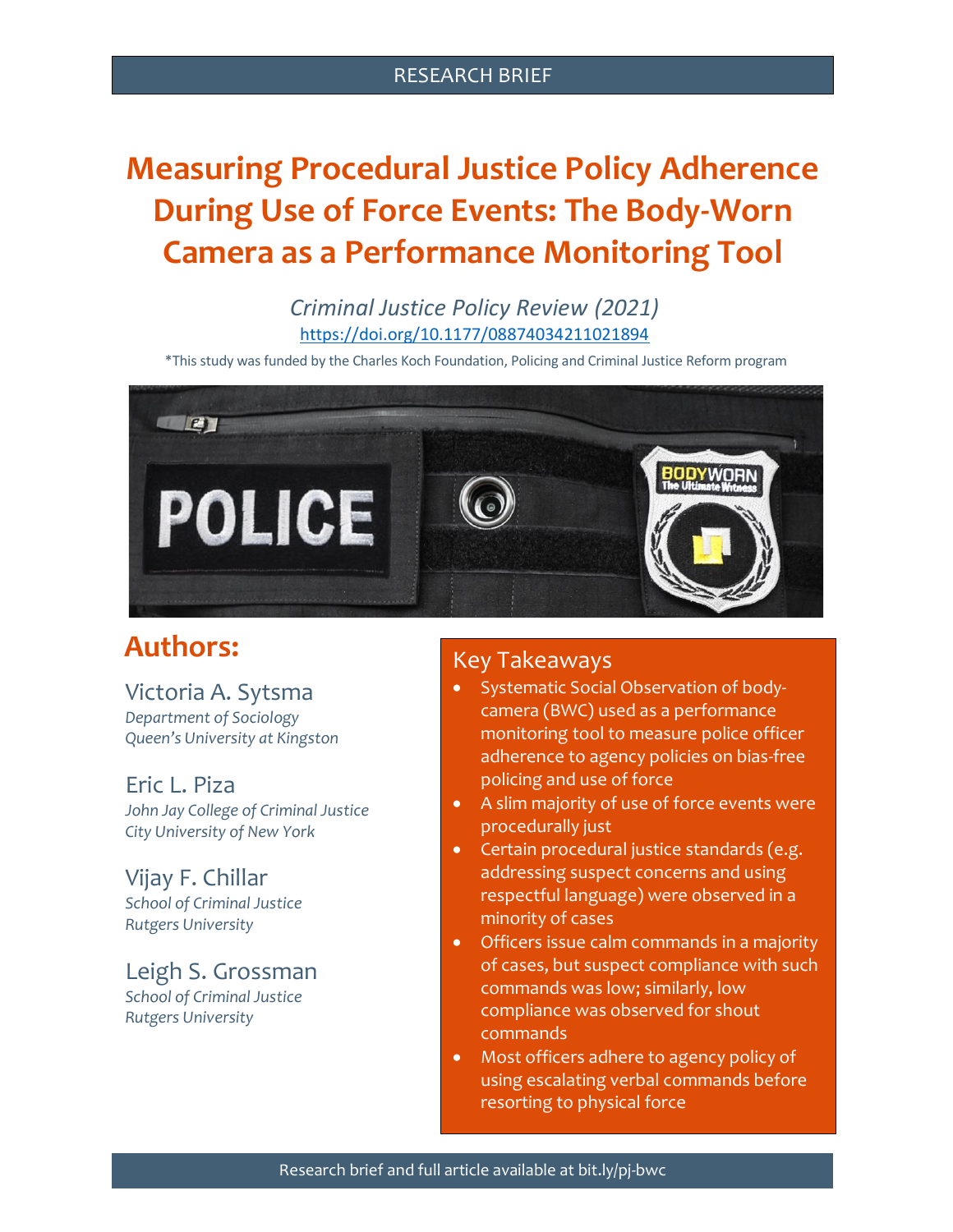RESEARCH BRIEF

# Measuring Procedural Justice Policy Adherence During Use of Force Events: The Body-Worn Camera as a Performance Monitoring Tool

*Criminal Justice Policy Review (2021)*

https://doi.org/10.1177/08874034211021894

*This study was funded by the Charles Koch Foundation, Policing and Criminal Justice Reform program

## Authors:

Victoria A. Sytsma
*Department of Sociology*
*Queen's University at Kingston*

Eric L. Piza
*John Jay College of Criminal Justice*
*City University of New York*

Vijay F. Chillar
*School of Criminal Justice*
*Rutgers University*

Leigh S. Grossman
*School of Criminal Justice*
*Rutgers University*

## Key Takeaways

- Systematic Social Observation of body-camera (BWC) used as a performance monitoring tool to measure police officer adherence to agency policies on bias-free policing and use of force
- A slim majority of use of force events were procedurally just
- Certain procedural justice standards (e.g. addressing suspect concerns and using respectful language) were observed in a minority of cases
- Officers issue calm commands in a majority of cases, but suspect compliance with such commands was low; similarly, low compliance was observed for shout commands
- Most officers adhere to agency policy of using escalating verbal commands before resorting to physical force

Research brief and full article available at bit.ly/pj-bwc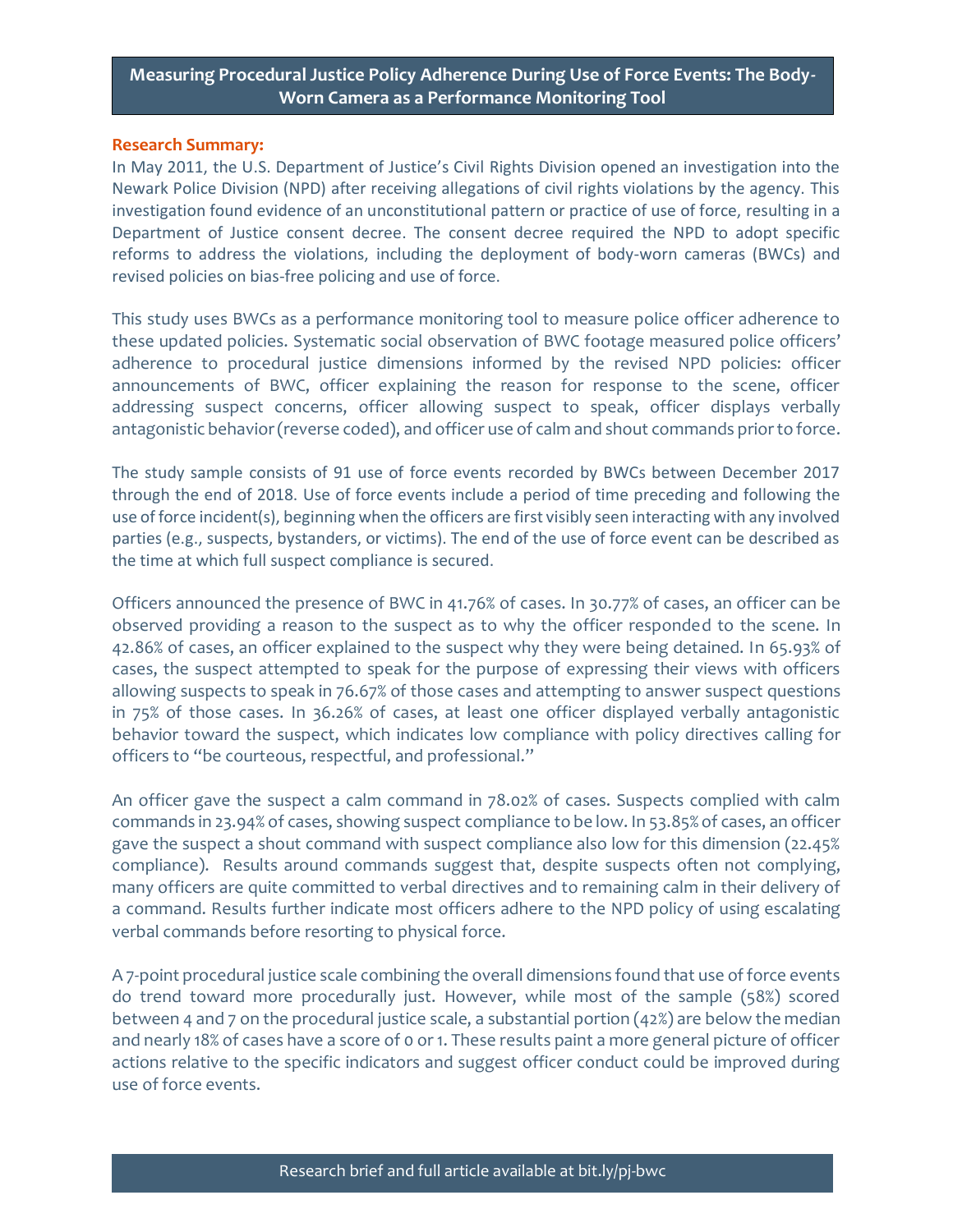# Measuring Procedural Justice Policy Adherence During Use of Force Events: The Body-Worn Camera as a Performance Monitoring Tool

**Research Summary:**

In May 2011, the U.S. Department of Justice's Civil Rights Division opened an investigation into the Newark Police Division (NPD) after receiving allegations of civil rights violations by the agency. This investigation found evidence of an unconstitutional pattern or practice of use of force, resulting in a Department of Justice consent decree. The consent decree required the NPD to adopt specific reforms to address the violations, including the deployment of body-worn cameras (BWCs) and revised policies on bias-free policing and use of force.

This study uses BWCs as a performance monitoring tool to measure police officer adherence to these updated policies. Systematic social observation of BWC footage measured police officers' adherence to procedural justice dimensions informed by the revised NPD policies: officer announcements of BWC, officer explaining the reason for response to the scene, officer addressing suspect concerns, officer allowing suspect to speak, officer displays verbally antagonistic behavior (reverse coded), and officer use of calm and shout commands prior to force.

The study sample consists of 91 use of force events recorded by BWCs between December 2017 through the end of 2018. Use of force events include a period of time preceding and following the use of force incident(s), beginning when the officers are first visibly seen interacting with any involved parties (e.g., suspects, bystanders, or victims). The end of the use of force event can be described as the time at which full suspect compliance is secured.

Officers announced the presence of BWC in 41.76% of cases. In 30.77% of cases, an officer can be observed providing a reason to the suspect as to why the officer responded to the scene. In 42.86% of cases, an officer explained to the suspect why they were being detained. In 65.93% of cases, the suspect attempted to speak for the purpose of expressing their views with officers allowing suspects to speak in 76.67% of those cases and attempting to answer suspect questions in 75% of those cases. In 36.26% of cases, at least one officer displayed verbally antagonistic behavior toward the suspect, which indicates low compliance with policy directives calling for officers to "be courteous, respectful, and professional."

An officer gave the suspect a calm command in 78.02% of cases. Suspects complied with calm commands in 23.94% of cases, showing suspect compliance to be low. In 53.85% of cases, an officer gave the suspect a shout command with suspect compliance also low for this dimension (22.45% compliance). Results around commands suggest that, despite suspects often not complying, many officers are quite committed to verbal directives and to remaining calm in their delivery of a command. Results further indicate most officers adhere to the NPD policy of using escalating verbal commands before resorting to physical force.

A 7-point procedural justice scale combining the overall dimensions found that use of force events do trend toward more procedurally just. However, while most of the sample (58%) scored between 4 and 7 on the procedural justice scale, a substantial portion (42%) are below the median and nearly 18% of cases have a score of 0 or 1. These results paint a more general picture of officer actions relative to the specific indicators and suggest officer conduct could be improved during use of force events.

Research brief and full article available at bit.ly/pj-bwc